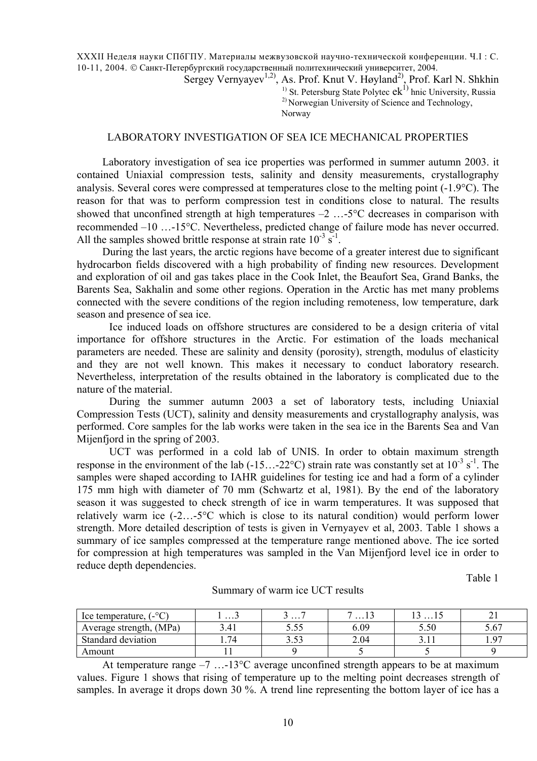XXXII Неделя науки СПбГПУ. Материалы межвузовской научно-технической конференции. Ч.I : С. 10-11, 2004. © Санкт-Петербургский государственный политехнический университет, 2004.

Sergey Vernyayev[1,2], As. Prof. Knut V. Høyland[2], Prof. Karl N. Shkhin

[1] St. Petersburg State Polytechnic University, Russia
[2] Norwegian University of Science and Technology, Norway

## LABORATORY INVESTIGATION OF SEA ICE MECHANICAL PROPERTIES

Laboratory investigation of sea ice properties was performed in summer autumn 2003. it contained Uniaxial compression tests, salinity and density measurements, crystallography analysis. Several cores were compressed at temperatures close to the melting point (-1.9°C). The reason for that was to perform compression test in conditions close to natural. The results showed that unconfined strength at high temperatures –2 …-5°C decreases in comparison with recommended –10 …-15°C. Nevertheless, predicted change of failure mode has never occurred. All the samples showed brittle response at strain rate $10^{-3}$ $s^{-1}$.

During the last years, the arctic regions have become of a greater interest due to significant hydrocarbon fields discovered with a high probability of finding new resources. Development and exploration of oil and gas takes place in the Cook Inlet, the Beaufort Sea, Grand Banks, the Barents Sea, Sakhalin and some other regions. Operation in the Arctic has met many problems connected with the severe conditions of the region including remoteness, low temperature, dark season and presence of sea ice.

Ice induced loads on offshore structures are considered to be a design criteria of vital importance for offshore structures in the Arctic. For estimation of the loads mechanical parameters are needed. These are salinity and density (porosity), strength, modulus of elasticity and they are not well known. This makes it necessary to conduct laboratory research. Nevertheless, interpretation of the results obtained in the laboratory is complicated due to the nature of the material.

During the summer autumn 2003 a set of laboratory tests, including Uniaxial Compression Tests (UCT), salinity and density measurements and crystallography analysis, was performed. Core samples for the lab works were taken in the sea ice in the Barents Sea and Van Mijenfjord in the spring of 2003.

UCT was performed in a cold lab of UNIS. In order to obtain maximum strength response in the environment of the lab (-15…-22°C) strain rate was constantly set at $10^{-3}$ $s^{-1}$. The samples were shaped according to IAHR guidelines for testing ice and had a form of a cylinder 175 mm high with diameter of 70 mm (Schwartz et al, 1981). By the end of the laboratory season it was suggested to check strength of ice in warm temperatures. It was supposed that relatively warm ice (-2…-5°C which is close to its natural condition) would perform lower strength. More detailed description of tests is given in Vernyayev et al, 2003. Table 1 shows a summary of ice samples compressed at the temperature range mentioned above. The ice sorted for compression at high temperatures was sampled in the Van Mijenfjord level ice in order to reduce depth dependencies.

Table 1

Summary of warm ice UCT results

| Ice temperature, (-°C) | 1 …3 | 3 …7 | 7 …13 | 13 …15 | 21 |
|---|---|---|---|---|---|
| Average strength, (MPa) | 3.41 | 5.55 | 6.09 | 5.50 | 5.67 |
| Standard deviation | 1.74 | 3.53 | 2.04 | 3.11 | 1.97 |
| Amount | 11 | 9 | 5 | 5 | 9 |

At temperature range –7 …-13°C average unconfined strength appears to be at maximum values. Figure 1 shows that rising of temperature up to the melting point decreases strength of samples. In average it drops down 30 %. A trend line representing the bottom layer of ice has a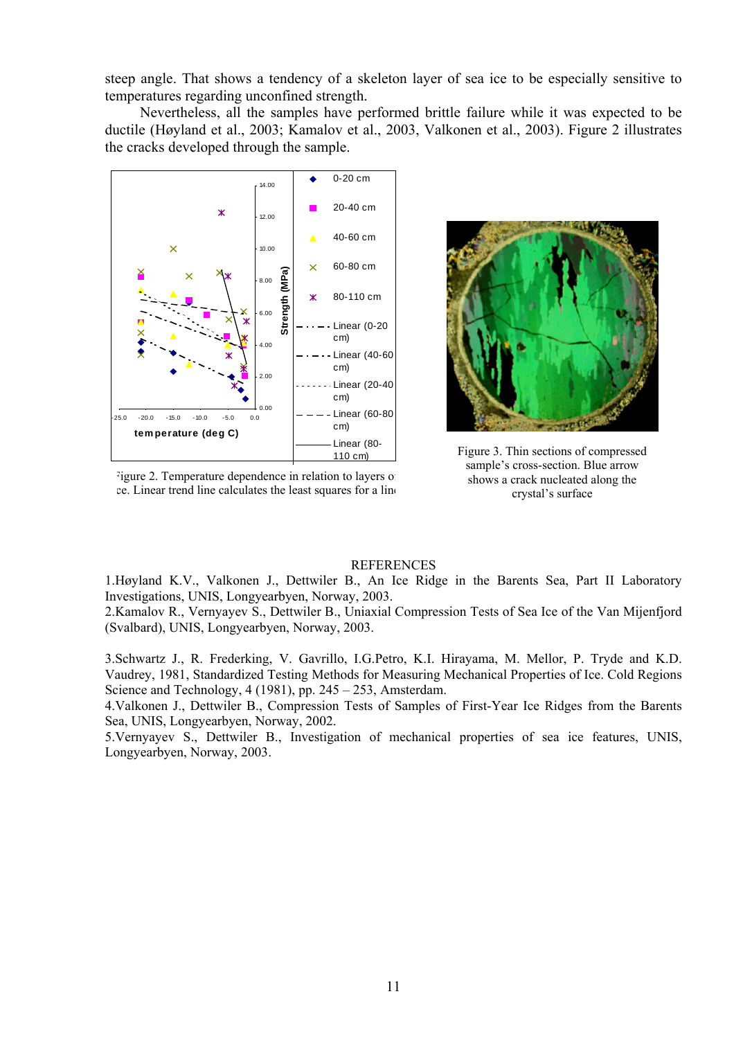steep angle. That shows a tendency of a skeleton layer of sea ice to be especially sensitive to temperatures regarding unconfined strength.

Nevertheless, all the samples have performed brittle failure while it was expected to be ductile (Høyland et al., 2003; Kamalov et al., 2003, Valkonen et al., 2003). Figure 2 illustrates the cracks developed through the sample.

14.00
12.00
10.00
8.00
6.00
4.00
2.00
0.00
-25.0 -20.0 -15.0 -10.0 -5.0 0.0
temperature (deg C)
Strength (MPa)
0-20 cm
20-40 cm
40-60 cm
60-80 cm
80-110 cm
Linear (0-20 cm)
Linear (40-60 cm)
Linear (20-40 cm)
Linear (60-80 cm)
Linear (80-110 cm)

Figure 2. Temperature dependence in relation to layers of ice. Linear trend line calculates the least squares for a line

Figure 3. Thin sections of compressed sample's cross-section. Blue arrow shows a crack nucleated along the crystal's surface

REFERENCES

1.Høyland K.V., Valkonen J., Dettwiler B., An Ice Ridge in the Barents Sea, Part II Laboratory Investigations, UNIS, Longyearbyen, Norway, 2003.

2.Kamalov R., Vernyayev S., Dettwiler B., Uniaxial Compression Tests of Sea Ice of the Van Mijenfjord (Svalbard), UNIS, Longyearbyen, Norway, 2003.

3.Schwartz J., R. Frederking, V. Gavrillo, I.G.Petro, K.I. Hirayama, M. Mellor, P. Tryde and K.D. Vaudrey, 1981, Standardized Testing Methods for Measuring Mechanical Properties of Ice. Cold Regions Science and Technology, 4 (1981), pp. 245 – 253, Amsterdam.

4.Valkonen J., Dettwiler B., Compression Tests of Samples of First-Year Ice Ridges from the Barents Sea, UNIS, Longyearbyen, Norway, 2002.

5.Vernyayev S., Dettwiler B., Investigation of mechanical properties of sea ice features, UNIS, Longyearbyen, Norway, 2003.